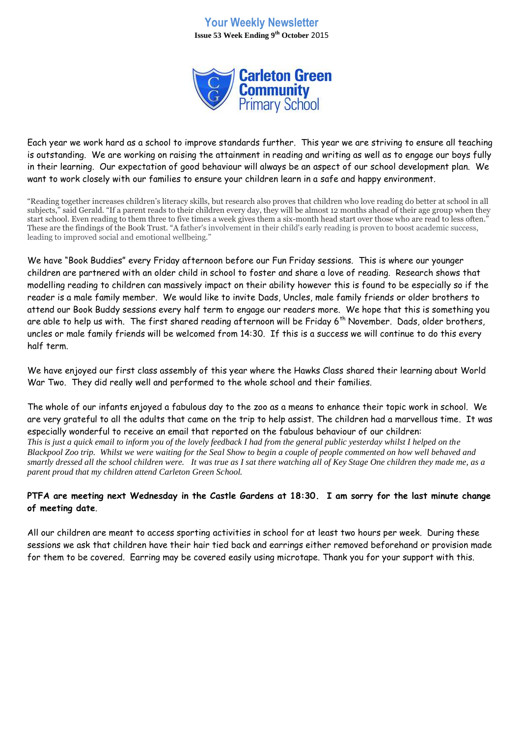# Your Weekly Newsletter

**Issue 53 Week Ending 9th October** 2015

Carleton Green Community Primary School

Each year we work hard as a school to improve standards further. This year we are striving to ensure all teaching is outstanding. We are working on raising the attainment in reading and writing as well as to engage our boys fully in their learning. Our expectation of good behaviour will always be an aspect of our school development plan. We want to work closely with our families to ensure your children learn in a safe and happy environment.

"Reading together increases children's literacy skills, but research also proves that children who love reading do better at school in all subjects," said Gerald. "If a parent reads to their children every day, they will be almost 12 months ahead of their age group when they start school. Even reading to them three to five times a week gives them a six-month head start over those who are read to less often." These are the findings of the Book Trust. "A father's involvement in their child's early reading is proven to boost academic success, leading to improved social and emotional wellbeing."

We have "Book Buddies" every Friday afternoon before our Fun Friday sessions. This is where our younger children are partnered with an older child in school to foster and share a love of reading. Research shows that modelling reading to children can massively impact on their ability however this is found to be especially so if the reader is a male family member. We would like to invite Dads, Uncles, male family friends or older brothers to attend our Book Buddy sessions every half term to engage our readers more. We hope that this is something you are able to help us with. The first shared reading afternoon will be Friday 6th November. Dads, older brothers, uncles or male family friends will be welcomed from 14:30. If this is a success we will continue to do this every half term.

We have enjoyed our first class assembly of this year where the Hawks Class shared their learning about World War Two. They did really well and performed to the whole school and their families.

The whole of our infants enjoyed a fabulous day to the zoo as a means to enhance their topic work in school. We are very grateful to all the adults that came on the trip to help assist. The children had a marvellous time. It was especially wonderful to receive an email that reported on the fabulous behaviour of our children:

*This is just a quick email to inform you of the lovely feedback I had from the general public yesterday whilst I helped on the Blackpool Zoo trip. Whilst we were waiting for the Seal Show to begin a couple of people commented on how well behaved and smartly dressed all the school children were. It was true as I sat there watching all of Key Stage One children they made me, as a parent proud that my children attend Carleton Green School.*

**PTFA are meeting next Wednesday in the Castle Gardens at 18:30. I am sorry for the last minute change of meeting date**.

All our children are meant to access sporting activities in school for at least two hours per week. During these sessions we ask that children have their hair tied back and earrings either removed beforehand or provision made for them to be covered. Earring may be covered easily using microtape. Thank you for your support with this.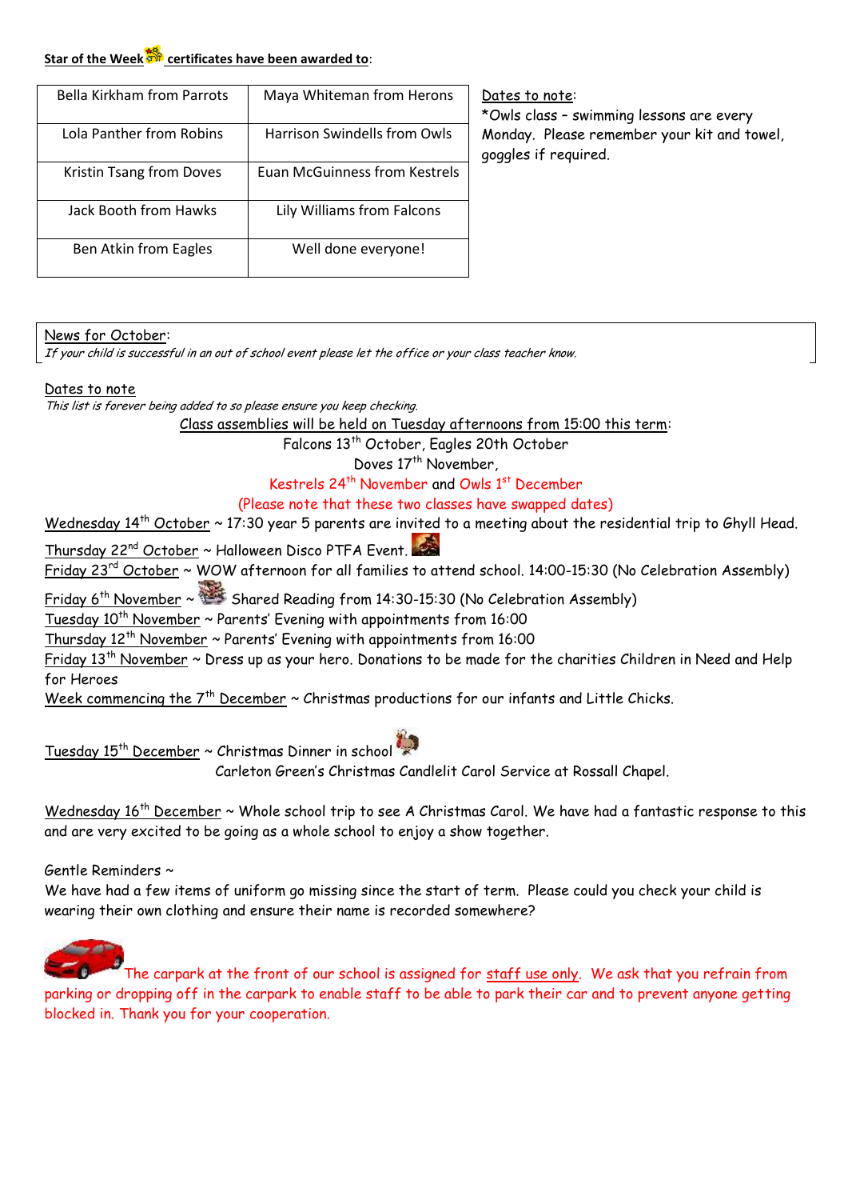**Star of the Week certificates have been awarded to**:

| | |
|---|---|
| Bella Kirkham from Parrots | Maya Whiteman from Herons |
| Lola Panther from Robins | Harrison Swindells from Owls |
| Kristin Tsang from Doves | Euan McGuinness from Kestrels |
| Jack Booth from Hawks | Lily Williams from Falcons |
| Ben Atkin from Eagles | Well done everyone! |

Dates to note:
*Owls class – swimming lessons are every Monday. Please remember your kit and towel, goggles if required.

News for October:
*If your child is successful in an out of school event please let the office or your class teacher know.*

Dates to note
*This list is forever being added to so please ensure you keep checking.*

Class assemblies will be held on Tuesday afternoons from 15:00 this term:
Falcons 13th October, Eagles 20th October
Doves 17th November,
Kestrels 24th November and Owls 1st December
(Please note that these two classes have swapped dates)

Wednesday 14th October ~ 17:30 year 5 parents are invited to a meeting about the residential trip to Ghyll Head.
Thursday 22nd October ~ Halloween Disco PTFA Event.
Friday 23rd October ~ WOW afternoon for all families to attend school. 14:00-15:30 (No Celebration Assembly)
Friday 6th November ~ Shared Reading from 14:30-15:30 (No Celebration Assembly)
Tuesday 10th November ~ Parents' Evening with appointments from 16:00
Thursday 12th November ~ Parents' Evening with appointments from 16:00
Friday 13th November ~ Dress up as your hero. Donations to be made for the charities Children in Need and Help for Heroes
Week commencing the 7th December ~ Christmas productions for our infants and Little Chicks.

Tuesday 15th December ~ Christmas Dinner in school
Carleton Green's Christmas Candlelit Carol Service at Rossall Chapel.

Wednesday 16th December ~ Whole school trip to see A Christmas Carol. We have had a fantastic response to this and are very excited to be going as a whole school to enjoy a show together.

Gentle Reminders ~
We have had a few items of uniform go missing since the start of term. Please could you check your child is wearing their own clothing and ensure their name is recorded somewhere?

The carpark at the front of our school is assigned for staff use only. We ask that you refrain from parking or dropping off in the carpark to enable staff to be able to park their car and to prevent anyone getting blocked in. Thank you for your cooperation.